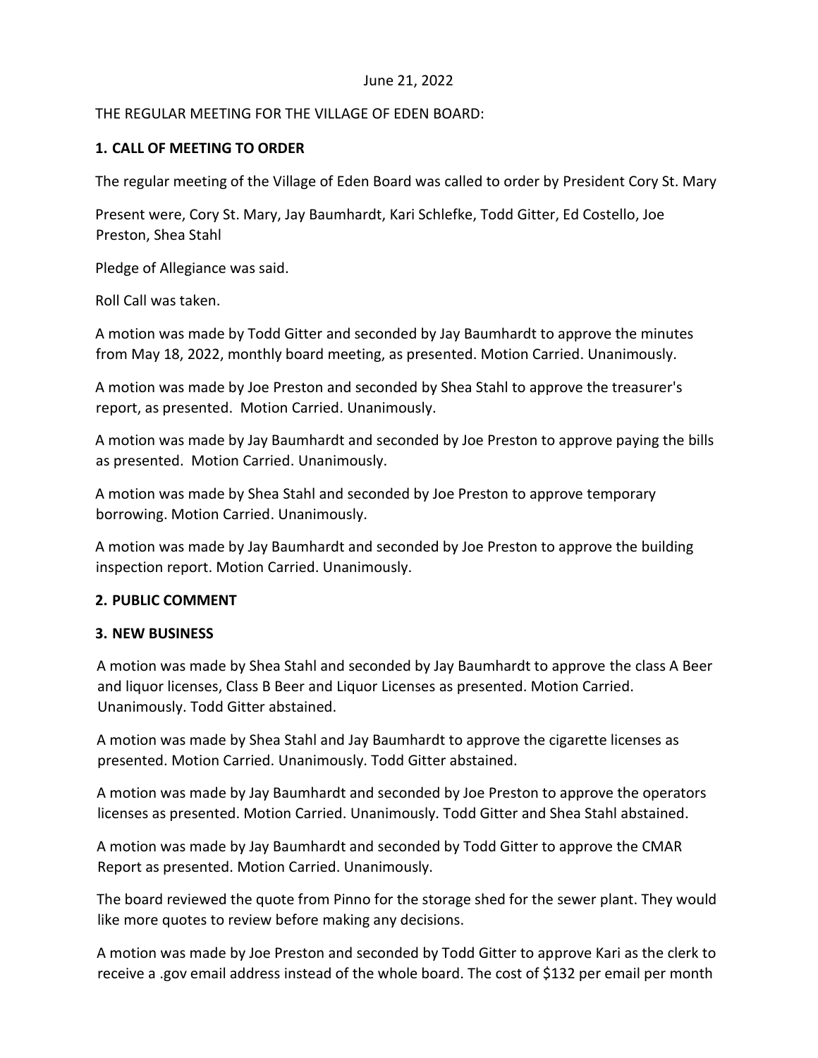June 21, 2022

THE REGULAR MEETING FOR THE VILLAGE OF EDEN BOARD:

**1. CALL OF MEETING TO ORDER**

The regular meeting of the Village of Eden Board was called to order by President Cory St. Mary

Present were, Cory St. Mary, Jay Baumhardt, Kari Schlefke, Todd Gitter, Ed Costello, Joe Preston, Shea Stahl

Pledge of Allegiance was said.

Roll Call was taken.

A motion was made by Todd Gitter and seconded by Jay Baumhardt to approve the minutes from May 18, 2022, monthly board meeting, as presented. Motion Carried. Unanimously.

A motion was made by Joe Preston and seconded by Shea Stahl to approve the treasurer's report, as presented. Motion Carried. Unanimously.

A motion was made by Jay Baumhardt and seconded by Joe Preston to approve paying the bills as presented. Motion Carried. Unanimously.

A motion was made by Shea Stahl and seconded by Joe Preston to approve temporary borrowing. Motion Carried. Unanimously.

A motion was made by Jay Baumhardt and seconded by Joe Preston to approve the building inspection report. Motion Carried. Unanimously.

**2. PUBLIC COMMENT**

**3. NEW BUSINESS**

A motion was made by Shea Stahl and seconded by Jay Baumhardt to approve the class A Beer and liquor licenses, Class B Beer and Liquor Licenses as presented. Motion Carried. Unanimously. Todd Gitter abstained.

A motion was made by Shea Stahl and Jay Baumhardt to approve the cigarette licenses as presented. Motion Carried. Unanimously. Todd Gitter abstained.

A motion was made by Jay Baumhardt and seconded by Joe Preston to approve the operators licenses as presented. Motion Carried. Unanimously. Todd Gitter and Shea Stahl abstained.

A motion was made by Jay Baumhardt and seconded by Todd Gitter to approve the CMAR Report as presented. Motion Carried. Unanimously.

The board reviewed the quote from Pinno for the storage shed for the sewer plant. They would like more quotes to review before making any decisions.

A motion was made by Joe Preston and seconded by Todd Gitter to approve Kari as the clerk to receive a .gov email address instead of the whole board. The cost of $132 per email per month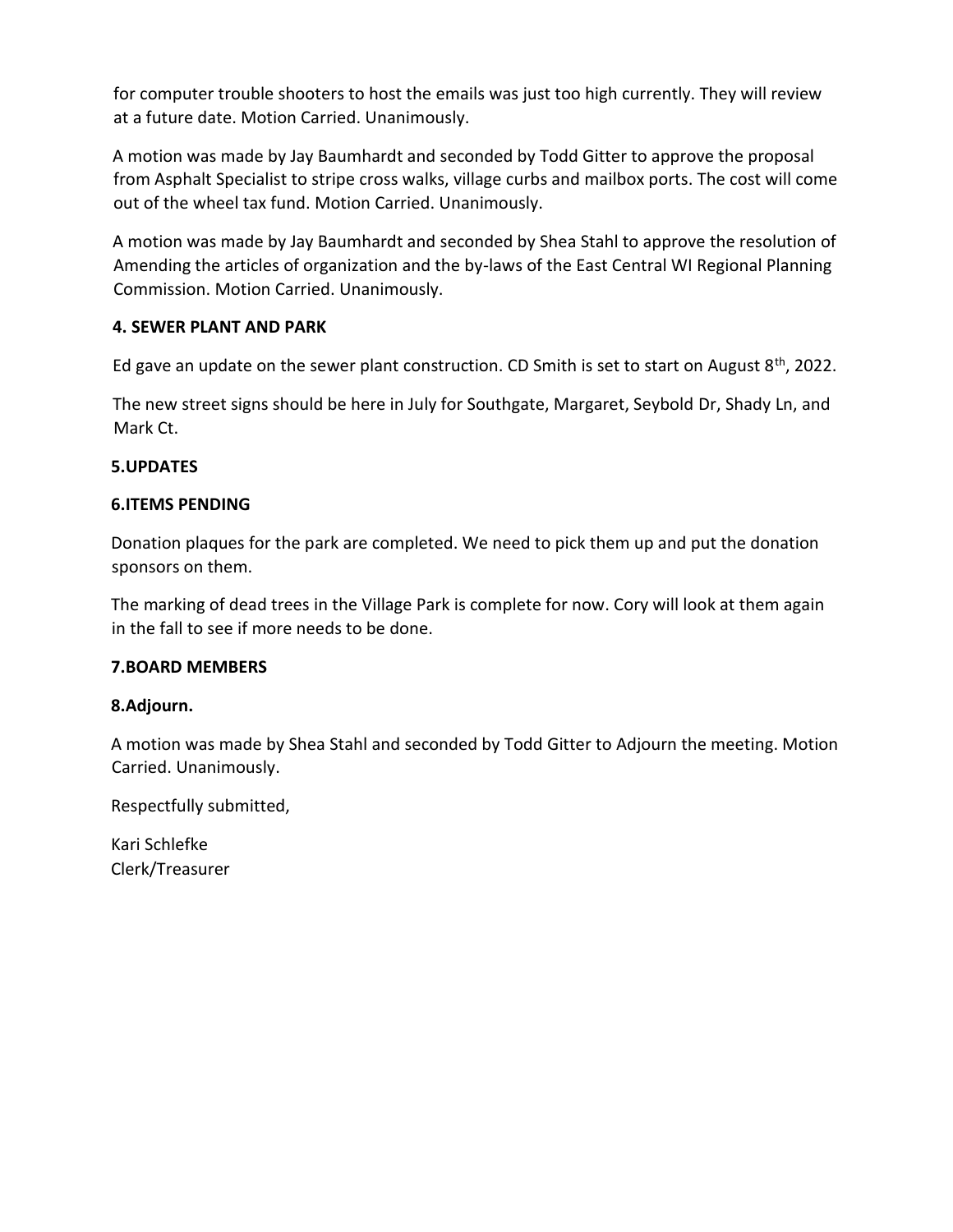for computer trouble shooters to host the emails was just too high currently. They will review at a future date. Motion Carried. Unanimously.

A motion was made by Jay Baumhardt and seconded by Todd Gitter to approve the proposal from Asphalt Specialist to stripe cross walks, village curbs and mailbox ports. The cost will come out of the wheel tax fund. Motion Carried. Unanimously.

A motion was made by Jay Baumhardt and seconded by Shea Stahl to approve the resolution of Amending the articles of organization and the by-laws of the East Central WI Regional Planning Commission. Motion Carried. Unanimously.

**4. SEWER PLANT AND PARK**

Ed gave an update on the sewer plant construction. CD Smith is set to start on August 8th, 2022.

The new street signs should be here in July for Southgate, Margaret, Seybold Dr, Shady Ln, and Mark Ct.

**5.UPDATES**

**6.ITEMS PENDING**

Donation plaques for the park are completed. We need to pick them up and put the donation sponsors on them.

The marking of dead trees in the Village Park is complete for now. Cory will look at them again in the fall to see if more needs to be done.

**7.BOARD MEMBERS**

**8.Adjourn.**

A motion was made by Shea Stahl and seconded by Todd Gitter to Adjourn the meeting. Motion Carried. Unanimously.

Respectfully submitted,

Kari Schlefke
Clerk/Treasurer